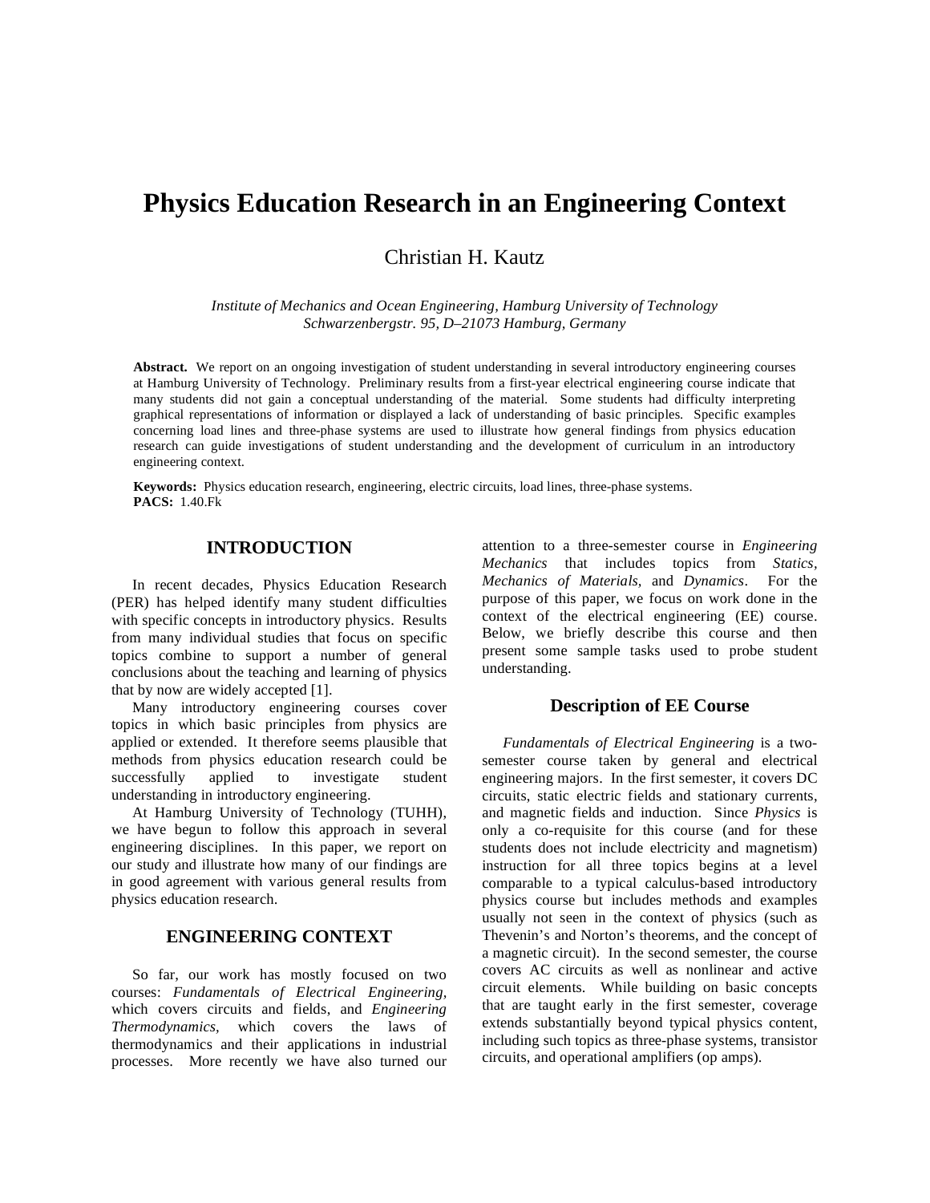# Physics Education Research in an Engineering Context

Christian H. Kautz

*Institute of Mechanics and Ocean Engineering, Hamburg University of Technology*
*Schwarzenbergstr. 95, D–21073 Hamburg, Germany*

**Abstract.** We report on an ongoing investigation of student understanding in several introductory engineering courses at Hamburg University of Technology. Preliminary results from a first-year electrical engineering course indicate that many students did not gain a conceptual understanding of the material. Some students had difficulty interpreting graphical representations of information or displayed a lack of understanding of basic principles. Specific examples concerning load lines and three-phase systems are used to illustrate how general findings from physics education research can guide investigations of student understanding and the development of curriculum in an introductory engineering context.

**Keywords:** Physics education research, engineering, electric circuits, load lines, three-phase systems.
**PACS:** 1.40.Fk

## INTRODUCTION

In recent decades, Physics Education Research (PER) has helped identify many student difficulties with specific concepts in introductory physics. Results from many individual studies that focus on specific topics combine to support a number of general conclusions about the teaching and learning of physics that by now are widely accepted [1].

Many introductory engineering courses cover topics in which basic principles from physics are applied or extended. It therefore seems plausible that methods from physics education research could be successfully applied to investigate student understanding in introductory engineering.

At Hamburg University of Technology (TUHH), we have begun to follow this approach in several engineering disciplines. In this paper, we report on our study and illustrate how many of our findings are in good agreement with various general results from physics education research.

## ENGINEERING CONTEXT

So far, our work has mostly focused on two courses: *Fundamentals of Electrical Engineering,* which covers circuits and fields, and *Engineering Thermodynamics,* which covers the laws of thermodynamics and their applications in industrial processes. More recently we have also turned our attention to a three-semester course in *Engineering Mechanics* that includes topics from *Statics, Mechanics of Materials*, and *Dynamics*. For the purpose of this paper, we focus on work done in the context of the electrical engineering (EE) course. Below, we briefly describe this course and then present some sample tasks used to probe student understanding.

### Description of EE Course

*Fundamentals of Electrical Engineering* is a two-semester course taken by general and electrical engineering majors. In the first semester, it covers DC circuits, static electric fields and stationary currents, and magnetic fields and induction. Since *Physics* is only a co-requisite for this course (and for these students does not include electricity and magnetism) instruction for all three topics begins at a level comparable to a typical calculus-based introductory physics course but includes methods and examples usually not seen in the context of physics (such as Thevenin's and Norton's theorems, and the concept of a magnetic circuit). In the second semester, the course covers AC circuits as well as nonlinear and active circuit elements. While building on basic concepts that are taught early in the first semester, coverage extends substantially beyond typical physics content, including such topics as three-phase systems, transistor circuits, and operational amplifiers (op amps).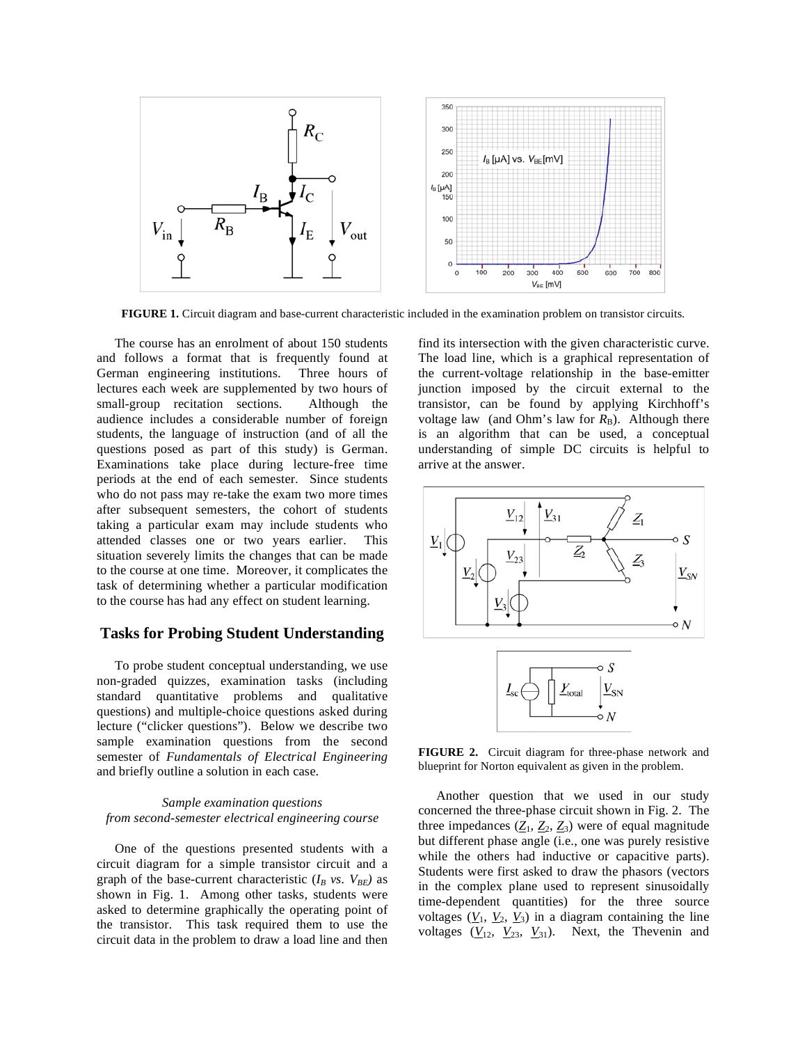**FIGURE 1.** Circuit diagram and base-current characteristic included in the examination problem on transistor circuits.

The course has an enrolment of about 150 students and follows a format that is frequently found at German engineering institutions. Three hours of lectures each week are supplemented by two hours of small-group recitation sections. Although the audience includes a considerable number of foreign students, the language of instruction (and of all the questions posed as part of this study) is German. Examinations take place during lecture-free time periods at the end of each semester. Since students who do not pass may re-take the exam two more times after subsequent semesters, the cohort of students taking a particular exam may include students who attended classes one or two years earlier. This situation severely limits the changes that can be made to the course at one time. Moreover, it complicates the task of determining whether a particular modification to the course has had any effect on student learning.

## Tasks for Probing Student Understanding

To probe student conceptual understanding, we use non-graded quizzes, examination tasks (including standard quantitative problems and qualitative questions) and multiple-choice questions asked during lecture ("clicker questions"). Below we describe two sample examination questions from the second semester of *Fundamentals of Electrical Engineering* and briefly outline a solution in each case.

*Sample examination questions from second-semester electrical engineering course*

One of the questions presented students with a circuit diagram for a simple transistor circuit and a graph of the base-current characteristic ($I_B$ *vs.* $V_{BE}$) as shown in Fig. 1. Among other tasks, students were asked to determine graphically the operating point of the transistor. This task required them to use the circuit data in the problem to draw a load line and then find its intersection with the given characteristic curve. The load line, which is a graphical representation of the current-voltage relationship in the base-emitter junction imposed by the circuit external to the transistor, can be found by applying Kirchhoff's voltage law (and Ohm's law for $R_B$). Although there is an algorithm that can be used, a conceptual understanding of simple DC circuits is helpful to arrive at the answer.

**FIGURE 2.** Circuit diagram for three-phase network and blueprint for Norton equivalent as given in the problem.

Another question that we used in our study concerned the three-phase circuit shown in Fig. 2. The three impedances ($\underline{Z}_1$, $\underline{Z}_2$, $\underline{Z}_3$) were of equal magnitude but different phase angle (i.e., one was purely resistive while the others had inductive or capacitive parts). Students were first asked to draw the phasors (vectors in the complex plane used to represent sinusoidally time-dependent quantities) for the three source voltages ($\underline{V}_1$, $\underline{V}_2$, $\underline{V}_3$) in a diagram containing the line voltages ($\underline{V}_{12}$, $\underline{V}_{23}$, $\underline{V}_{31}$). Next, the Thevenin and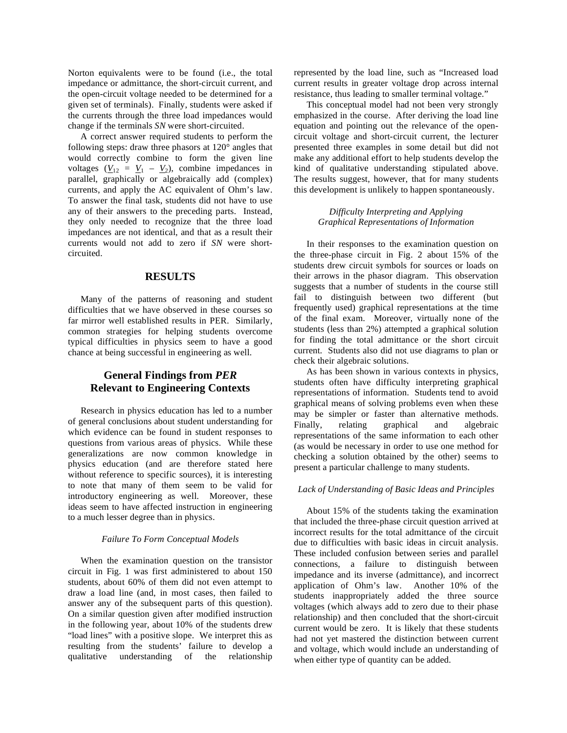Norton equivalents were to be found (i.e., the total impedance or admittance, the short-circuit current, and the open-circuit voltage needed to be determined for a given set of terminals). Finally, students were asked if the currents through the three load impedances would change if the terminals *SN* were short-circuited.

A correct answer required students to perform the following steps: draw three phasors at 120° angles that would correctly combine to form the given line voltages ($\underline{V}_{12} = \underline{V}_1 - \underline{V}_2$), combine impedances in parallel, graphically or algebraically add (complex) currents, and apply the AC equivalent of Ohm's law. To answer the final task, students did not have to use any of their answers to the preceding parts. Instead, they only needed to recognize that the three load impedances are not identical, and that as a result their currents would not add to zero if *SN* were short-circuited.

## RESULTS

Many of the patterns of reasoning and student difficulties that we have observed in these courses so far mirror well established results in PER. Similarly, common strategies for helping students overcome typical difficulties in physics seem to have a good chance at being successful in engineering as well.

### General Findings from *PER* Relevant to Engineering Contexts

Research in physics education has led to a number of general conclusions about student understanding for which evidence can be found in student responses to questions from various areas of physics. While these generalizations are now common knowledge in physics education (and are therefore stated here without reference to specific sources), it is interesting to note that many of them seem to be valid for introductory engineering as well. Moreover, these ideas seem to have affected instruction in engineering to a much lesser degree than in physics.

#### *Failure To Form Conceptual Models*

When the examination question on the transistor circuit in Fig. 1 was first administered to about 150 students, about 60% of them did not even attempt to draw a load line (and, in most cases, then failed to answer any of the subsequent parts of this question). On a similar question given after modified instruction in the following year, about 10% of the students drew "load lines" with a positive slope. We interpret this as resulting from the students' failure to develop a qualitative understanding of the relationship represented by the load line, such as "Increased load current results in greater voltage drop across internal resistance, thus leading to smaller terminal voltage."

This conceptual model had not been very strongly emphasized in the course. After deriving the load line equation and pointing out the relevance of the open-circuit voltage and short-circuit current, the lecturer presented three examples in some detail but did not make any additional effort to help students develop the kind of qualitative understanding stipulated above. The results suggest, however, that for many students this development is unlikely to happen spontaneously.

#### *Difficulty Interpreting and Applying Graphical Representations of Information*

In their responses to the examination question on the three-phase circuit in Fig. 2 about 15% of the students drew circuit symbols for sources or loads on their arrows in the phasor diagram. This observation suggests that a number of students in the course still fail to distinguish between two different (but frequently used) graphical representations at the time of the final exam. Moreover, virtually none of the students (less than 2%) attempted a graphical solution for finding the total admittance or the short circuit current. Students also did not use diagrams to plan or check their algebraic solutions.

As has been shown in various contexts in physics, students often have difficulty interpreting graphical representations of information. Students tend to avoid graphical means of solving problems even when these may be simpler or faster than alternative methods. Finally, relating graphical and algebraic representations of the same information to each other (as would be necessary in order to use one method for checking a solution obtained by the other) seems to present a particular challenge to many students.

#### *Lack of Understanding of Basic Ideas and Principles*

About 15% of the students taking the examination that included the three-phase circuit question arrived at incorrect results for the total admittance of the circuit due to difficulties with basic ideas in circuit analysis. These included confusion between series and parallel connections, a failure to distinguish between impedance and its inverse (admittance), and incorrect application of Ohm's law. Another 10% of the students inappropriately added the three source voltages (which always add to zero due to their phase relationship) and then concluded that the short-circuit current would be zero. It is likely that these students had not yet mastered the distinction between current and voltage, which would include an understanding of when either type of quantity can be added.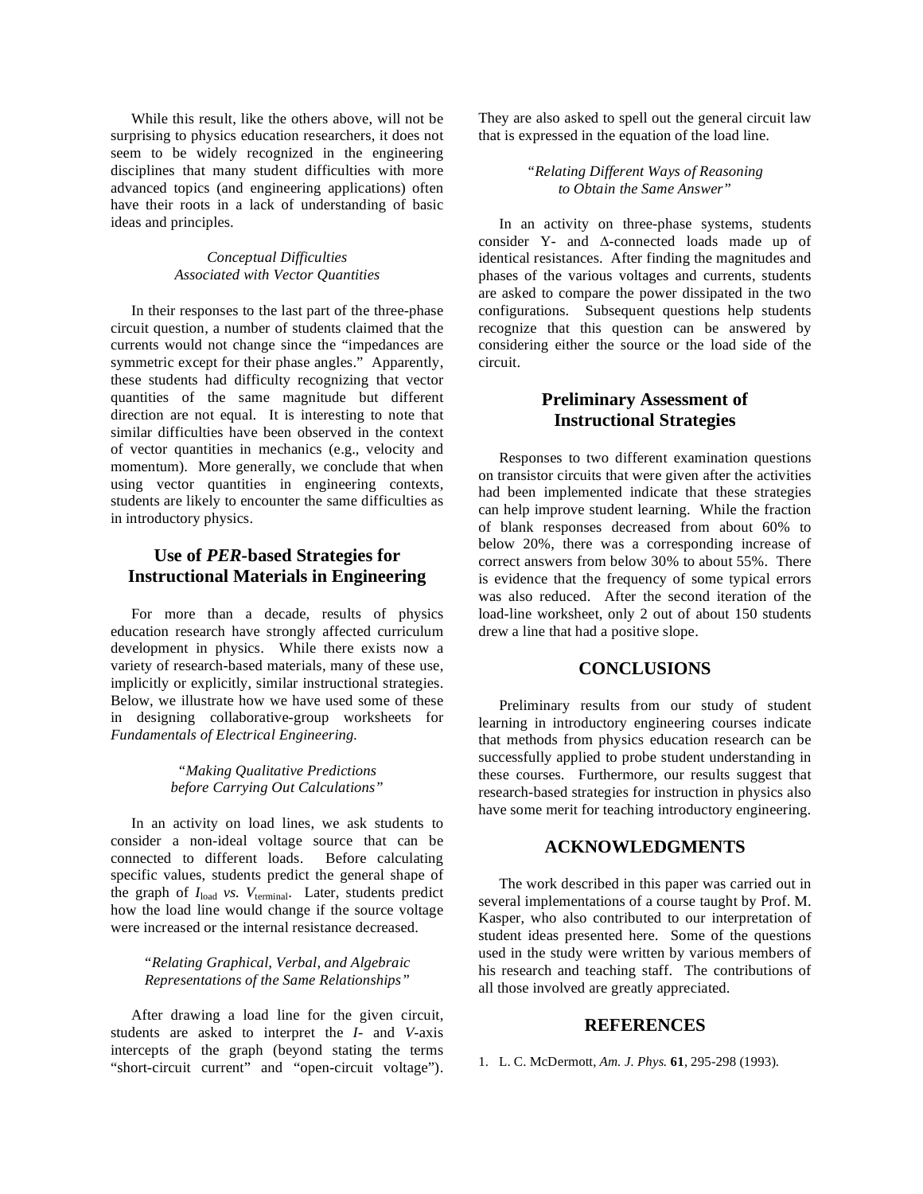While this result, like the others above, will not be surprising to physics education researchers, it does not seem to be widely recognized in the engineering disciplines that many student difficulties with more advanced topics (and engineering applications) often have their roots in a lack of understanding of basic ideas and principles.

*Conceptual Difficulties Associated with Vector Quantities*

In their responses to the last part of the three-phase circuit question, a number of students claimed that the currents would not change since the "impedances are symmetric except for their phase angles." Apparently, these students had difficulty recognizing that vector quantities of the same magnitude but different direction are not equal. It is interesting to note that similar difficulties have been observed in the context of vector quantities in mechanics (e.g., velocity and momentum). More generally, we conclude that when using vector quantities in engineering contexts, students are likely to encounter the same difficulties as in introductory physics.

## Use of *PER*-based Strategies for Instructional Materials in Engineering

For more than a decade, results of physics education research have strongly affected curriculum development in physics. While there exists now a variety of research-based materials, many of these use, implicitly or explicitly, similar instructional strategies. Below, we illustrate how we have used some of these in designing collaborative-group worksheets for *Fundamentals of Electrical Engineering.*

*"Making Qualitative Predictions before Carrying Out Calculations"*

In an activity on load lines, we ask students to consider a non-ideal voltage source that can be connected to different loads. Before calculating specific values, students predict the general shape of the graph of $I_{\text{load}}$ *vs.* $V_{\text{terminal}}$. Later, students predict how the load line would change if the source voltage were increased or the internal resistance decreased.

*"Relating Graphical, Verbal, and Algebraic Representations of the Same Relationships"*

After drawing a load line for the given circuit, students are asked to interpret the *I*- and *V*-axis intercepts of the graph (beyond stating the terms "short-circuit current" and "open-circuit voltage"). They are also asked to spell out the general circuit law that is expressed in the equation of the load line.

*"Relating Different Ways of Reasoning to Obtain the Same Answer"*

In an activity on three-phase systems, students consider Y- and Δ-connected loads made up of identical resistances. After finding the magnitudes and phases of the various voltages and currents, students are asked to compare the power dissipated in the two configurations. Subsequent questions help students recognize that this question can be answered by considering either the source or the load side of the circuit.

## Preliminary Assessment of Instructional Strategies

Responses to two different examination questions on transistor circuits that were given after the activities had been implemented indicate that these strategies can help improve student learning. While the fraction of blank responses decreased from about 60% to below 20%, there was a corresponding increase of correct answers from below 30% to about 55%. There is evidence that the frequency of some typical errors was also reduced. After the second iteration of the load-line worksheet, only 2 out of about 150 students drew a line that had a positive slope.

## CONCLUSIONS

Preliminary results from our study of student learning in introductory engineering courses indicate that methods from physics education research can be successfully applied to probe student understanding in these courses. Furthermore, our results suggest that research-based strategies for instruction in physics also have some merit for teaching introductory engineering.

## ACKNOWLEDGMENTS

The work described in this paper was carried out in several implementations of a course taught by Prof. M. Kasper, who also contributed to our interpretation of student ideas presented here. Some of the questions used in the study were written by various members of his research and teaching staff. The contributions of all those involved are greatly appreciated.

## REFERENCES

1. L. C. McDermott, *Am. J. Phys.* **61**, 295-298 (1993).